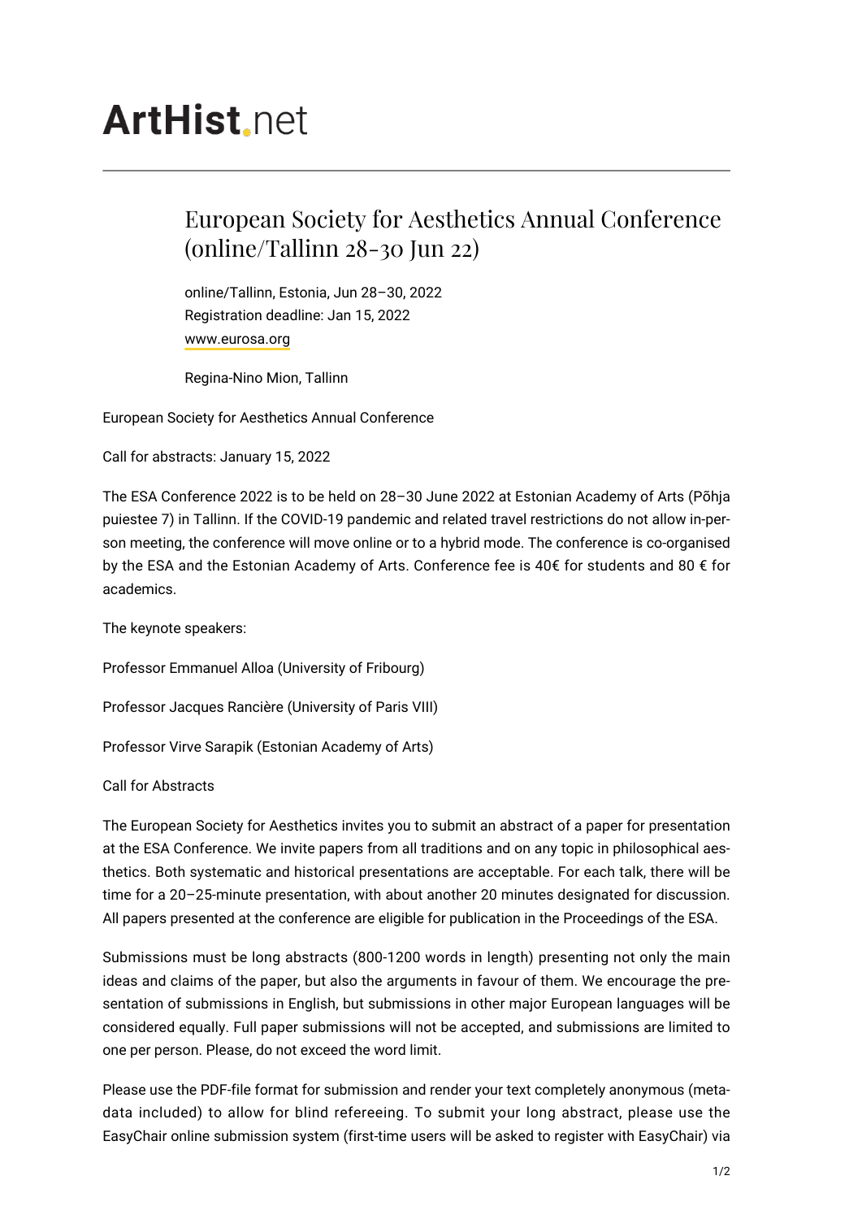# ArtHist.net

## European Society for Aesthetics Annual Conference (online/Tallinn 28-30 Jun 22)

online/Tallinn, Estonia, Jun 28–30, 2022
Registration deadline: Jan 15, 2022
www.eurosa.org

Regina-Nino Mion, Tallinn

European Society for Aesthetics Annual Conference

Call for abstracts: January 15, 2022

The ESA Conference 2022 is to be held on 28–30 June 2022 at Estonian Academy of Arts (Põhja puiestee 7) in Tallinn. If the COVID-19 pandemic and related travel restrictions do not allow in-person meeting, the conference will move online or to a hybrid mode. The conference is co-organised by the ESA and the Estonian Academy of Arts. Conference fee is 40€ for students and 80 € for academics.

The keynote speakers:

Professor Emmanuel Alloa (University of Fribourg)

Professor Jacques Rancière (University of Paris VIII)

Professor Virve Sarapik (Estonian Academy of Arts)

Call for Abstracts

The European Society for Aesthetics invites you to submit an abstract of a paper for presentation at the ESA Conference. We invite papers from all traditions and on any topic in philosophical aesthetics. Both systematic and historical presentations are acceptable. For each talk, there will be time for a 20–25-minute presentation, with about another 20 minutes designated for discussion. All papers presented at the conference are eligible for publication in the Proceedings of the ESA.

Submissions must be long abstracts (800-1200 words in length) presenting not only the main ideas and claims of the paper, but also the arguments in favour of them. We encourage the presentation of submissions in English, but submissions in other major European languages will be considered equally. Full paper submissions will not be accepted, and submissions are limited to one per person. Please, do not exceed the word limit.

Please use the PDF-file format for submission and render your text completely anonymous (metadata included) to allow for blind refereeing. To submit your long abstract, please use the EasyChair online submission system (first-time users will be asked to register with EasyChair) via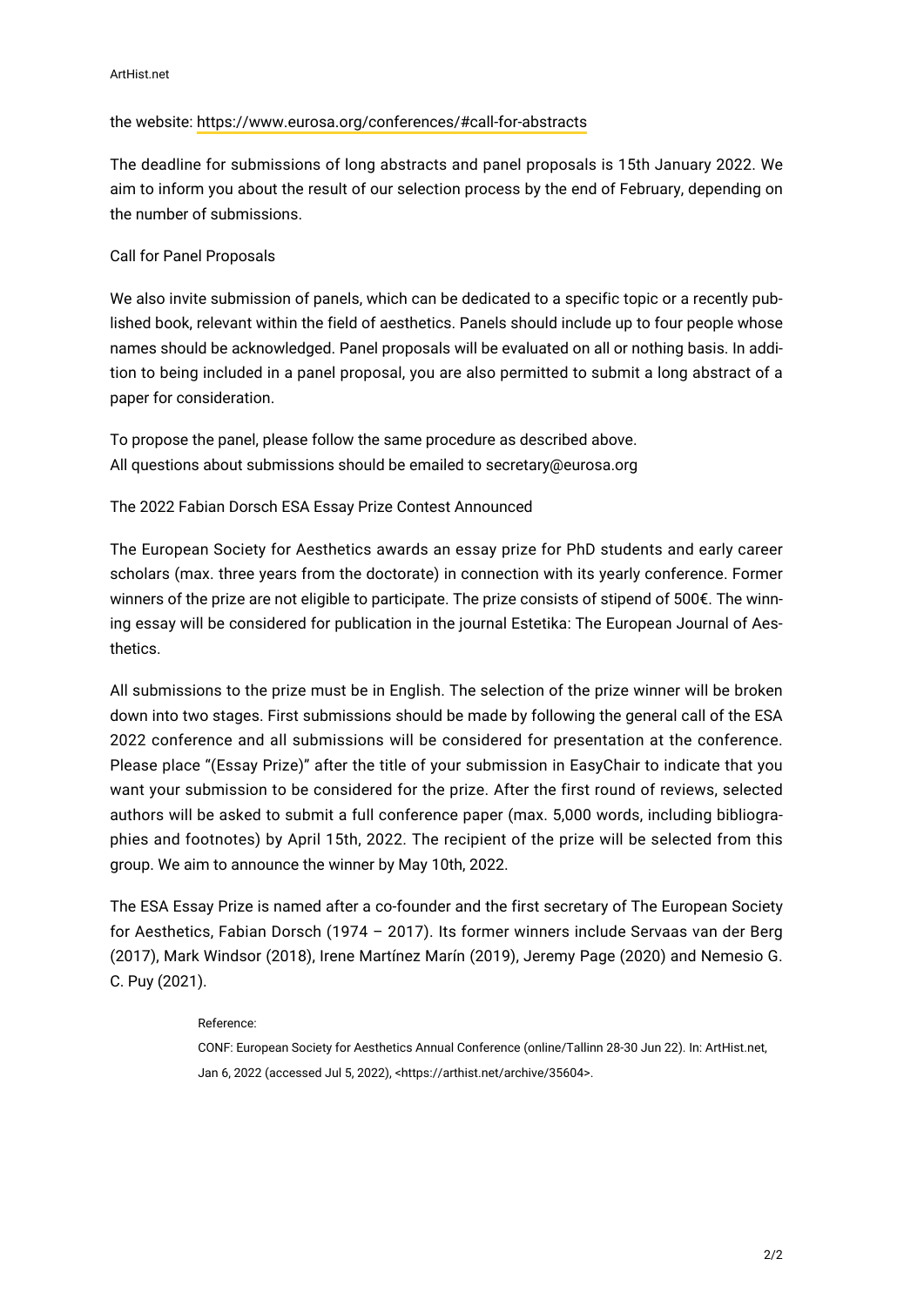the website: https://www.eurosa.org/conferences/#call-for-abstracts

The deadline for submissions of long abstracts and panel proposals is 15th January 2022. We aim to inform you about the result of our selection process by the end of February, depending on the number of submissions.

Call for Panel Proposals

We also invite submission of panels, which can be dedicated to a specific topic or a recently published book, relevant within the field of aesthetics. Panels should include up to four people whose names should be acknowledged. Panel proposals will be evaluated on all or nothing basis. In addition to being included in a panel proposal, you are also permitted to submit a long abstract of a paper for consideration.

To propose the panel, please follow the same procedure as described above.
All questions about submissions should be emailed to secretary@eurosa.org

The 2022 Fabian Dorsch ESA Essay Prize Contest Announced

The European Society for Aesthetics awards an essay prize for PhD students and early career scholars (max. three years from the doctorate) in connection with its yearly conference. Former winners of the prize are not eligible to participate. The prize consists of stipend of 500€. The winning essay will be considered for publication in the journal Estetika: The European Journal of Aesthetics.

All submissions to the prize must be in English. The selection of the prize winner will be broken down into two stages. First submissions should be made by following the general call of the ESA 2022 conference and all submissions will be considered for presentation at the conference. Please place "(Essay Prize)" after the title of your submission in EasyChair to indicate that you want your submission to be considered for the prize. After the first round of reviews, selected authors will be asked to submit a full conference paper (max. 5,000 words, including bibliographies and footnotes) by April 15th, 2022. The recipient of the prize will be selected from this group. We aim to announce the winner by May 10th, 2022.

The ESA Essay Prize is named after a co-founder and the first secretary of The European Society for Aesthetics, Fabian Dorsch (1974 – 2017). Its former winners include Servaas van der Berg (2017), Mark Windsor (2018), Irene Martínez Marín (2019), Jeremy Page (2020) and Nemesio G. C. Puy (2021).

Reference:
CONF: European Society for Aesthetics Annual Conference (online/Tallinn 28-30 Jun 22). In: ArtHist.net, Jan 6, 2022 (accessed Jul 5, 2022), <https://arthist.net/archive/35604>.